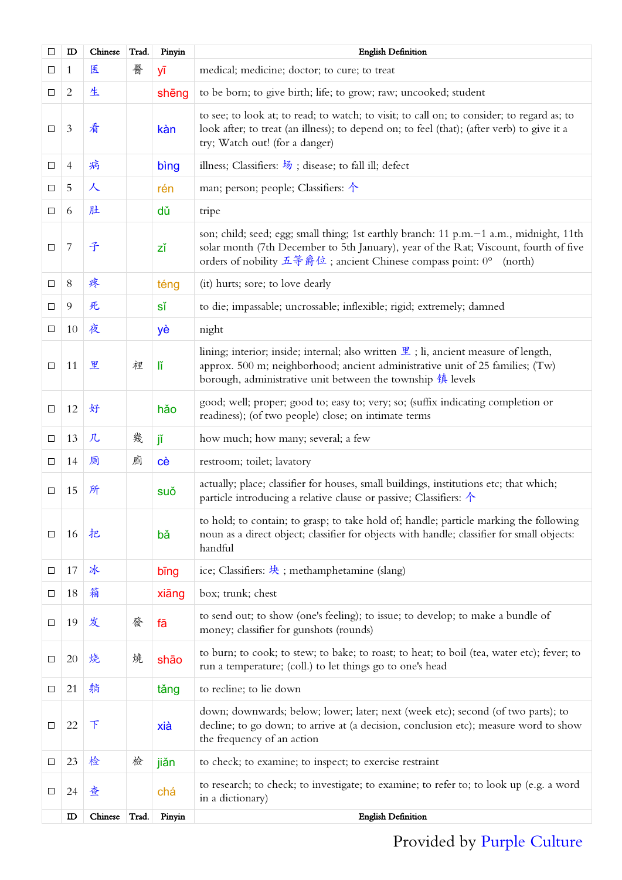| ☐ | ID | Chinese | Trad. | Pinyin | English Definition |
|---|---|---|---|---|---|
| ☐ | 1 | 医 | 醫 | yī | medical; medicine; doctor; to cure; to treat |
| ☐ | 2 | 生 |  | shēng | to be born; to give birth; life; to grow; raw; uncooked; student |
| ☐ | 3 | 看 |  | kàn | to see; to look at; to read; to watch; to visit; to call on; to consider; to regard as; to look after; to treat (an illness); to depend on; to feel (that); (after verb) to give it a try; Watch out! (for a danger) |
| ☐ | 4 | 病 |  | bìng | illness; Classifiers: 场 ; disease; to fall ill; defect |
| ☐ | 5 | 人 |  | rén | man; person; people; Classifiers: 个 |
| ☐ | 6 | 肚 |  | dǔ | tripe |
| ☐ | 7 | 子 |  | zǐ | son; child; seed; egg; small thing; 1st earthly branch: 11 p.m.–1 a.m., midnight, 11th solar month (7th December to 5th January), year of the Rat; Viscount, fourth of five orders of nobility 五等爵位 ; ancient Chinese compass point: 0° (north) |
| ☐ | 8 | 疼 |  | téng | (it) hurts; sore; to love dearly |
| ☐ | 9 | 死 |  | sǐ | to die; impassable; uncrossable; inflexible; rigid; extremely; damned |
| ☐ | 10 | 夜 |  | yè | night |
| ☐ | 11 | 里 | 裡 | lǐ | lining; interior; inside; internal; also written 里 ; li, ancient measure of length, approx. 500 m; neighborhood; ancient administrative unit of 25 families; (Tw) borough, administrative unit between the township 镇 levels |
| ☐ | 12 | 好 |  | hǎo | good; well; proper; good to; easy to; very; so; (suffix indicating completion or readiness); (of two people) close; on intimate terms |
| ☐ | 13 | 几 | 幾 | jǐ | how much; how many; several; a few |
| ☐ | 14 | 厕 | 廁 | cè | restroom; toilet; lavatory |
| ☐ | 15 | 所 |  | suǒ | actually; place; classifier for houses, small buildings, institutions etc; that which; particle introducing a relative clause or passive; Classifiers: 个 |
| ☐ | 16 | 把 |  | bǎ | to hold; to contain; to grasp; to take hold of; handle; particle marking the following noun as a direct object; classifier for objects with handle; classifier for small objects: handful |
| ☐ | 17 | 冰 |  | bīng | ice; Classifiers: 块 ; methamphetamine (slang) |
| ☐ | 18 | 箱 |  | xiāng | box; trunk; chest |
| ☐ | 19 | 发 | 發 | fā | to send out; to show (one's feeling); to issue; to develop; to make a bundle of money; classifier for gunshots (rounds) |
| ☐ | 20 | 烧 | 燒 | shāo | to burn; to cook; to stew; to bake; to roast; to heat; to boil (tea, water etc); fever; to run a temperature; (coll.) to let things go to one's head |
| ☐ | 21 | 躺 |  | tǎng | to recline; to lie down |
| ☐ | 22 | 下 |  | xià | down; downwards; below; lower; later; next (week etc); second (of two parts); to decline; to go down; to arrive at (a decision, conclusion etc); measure word to show the frequency of an action |
| ☐ | 23 | 检 | 檢 | jiǎn | to check; to examine; to inspect; to exercise restraint |
| ☐ | 24 | 查 |  | chá | to research; to check; to investigate; to examine; to refer to; to look up (e.g. a word in a dictionary) |
|  | ID | Chinese | Trad. | Pinyin | English Definition |

Provided by Purple Culture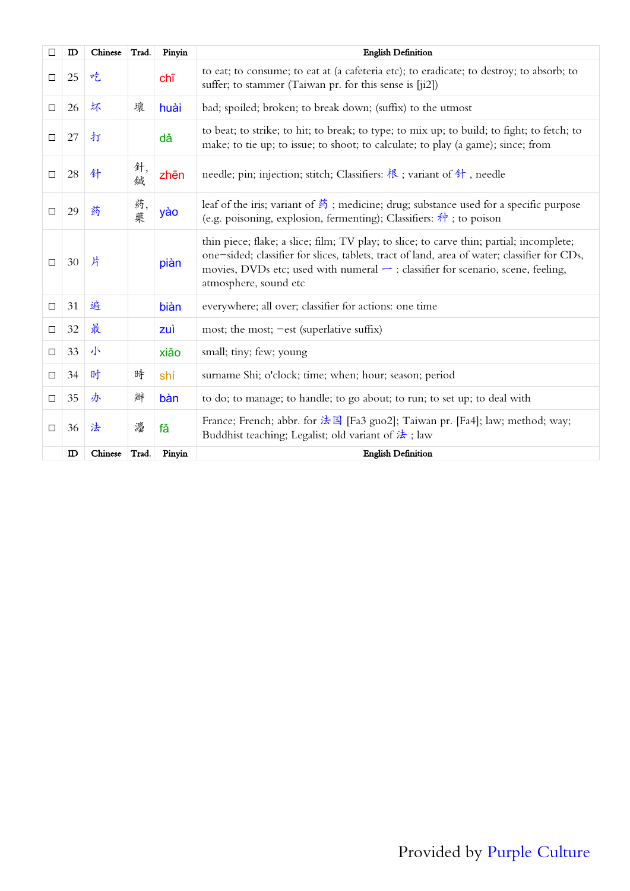| ☐ | ID | Chinese | Trad. | Pinyin | English Definition |
|---|---|---|---|---|---|
| ☐ | 25 | 吃 | | chī | to eat; to consume; to eat at (a cafeteria etc); to eradicate; to destroy; to absorb; to suffer; to stammer (Taiwan pr. for this sense is [ji2]) |
| ☐ | 26 | 坏 | 壞 | huài | bad; spoiled; broken; to break down; (suffix) to the utmost |
| ☐ | 27 | 打 | | dǎ | to beat; to strike; to hit; to break; to type; to mix up; to build; to fight; to fetch; to make; to tie up; to issue; to shoot; to calculate; to play (a game); since; from |
| ☐ | 28 | 针 | 針, 鍼 | zhēn | needle; pin; injection; stitch; Classifiers: 根 ; variant of 针 , needle |
| ☐ | 29 | 药 | 葯, 藥 | yào | leaf of the iris; variant of 药 ; medicine; drug; substance used for a specific purpose (e.g. poisoning, explosion, fermenting); Classifiers: 种 ; to poison |
| ☐ | 30 | 片 | | piàn | thin piece; flake; a slice; film; TV play; to slice; to carve thin; partial; incomplete; one−sided; classifier for slices, tablets, tract of land, area of water; classifier for CDs, movies, DVDs etc; used with numeral 一 : classifier for scenario, scene, feeling, atmosphere, sound etc |
| ☐ | 31 | 遍 | | biàn | everywhere; all over; classifier for actions: one time |
| ☐ | 32 | 最 | | zuì | most; the most; −est (superlative suffix) |
| ☐ | 33 | 小 | | xiǎo | small; tiny; few; young |
| ☐ | 34 | 时 | 時 | shí | surname Shi; o'clock; time; when; hour; season; period |
| ☐ | 35 | 办 | 辦 | bàn | to do; to manage; to handle; to go about; to run; to set up; to deal with |
| ☐ | 36 | 法 | 灋 | fǎ | France; French; abbr. for 法国 [Fa3 guo2]; Taiwan pr. [Fa4]; law; method; way; Buddhist teaching; Legalist; old variant of 法 ; law |
| | ID | Chinese | Trad. | Pinyin | English Definition |

Provided by Purple Culture